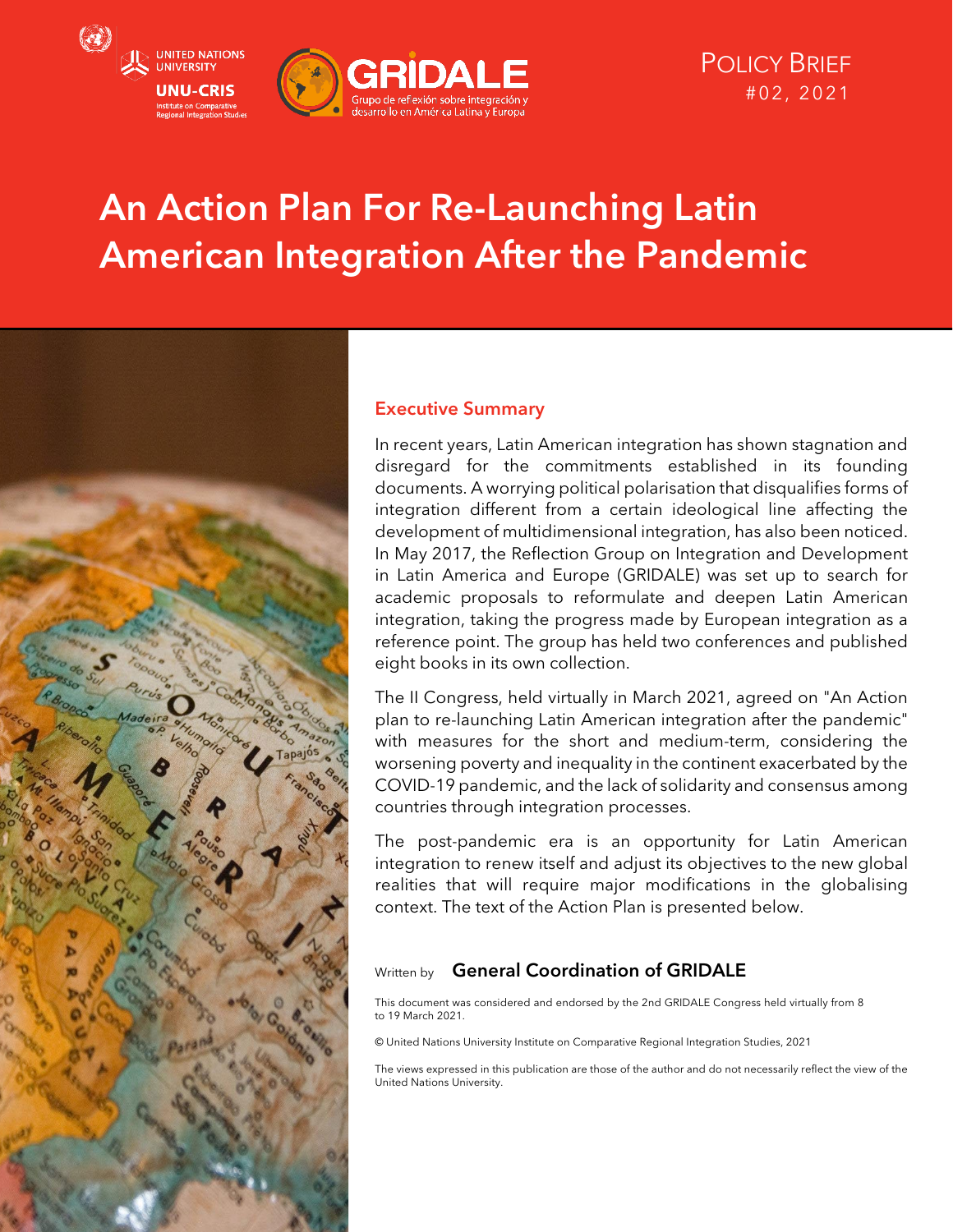UNITED NATIONS UNIVERSITY

UNU-CRIS

Institute on Comparative Regional Integration Studies

GRIDALE

Grupo de reflexión sobre integración y desarrollo en América Latina y Europa

POLICY BRIEF
#02, 2021

# An Action Plan For Re-Launching Latin American Integration After the Pandemic

## Executive Summary

In recent years, Latin American integration has shown stagnation and disregard for the commitments established in its founding documents. A worrying political polarisation that disqualifies forms of integration different from a certain ideological line affecting the development of multidimensional integration, has also been noticed. In May 2017, the Reflection Group on Integration and Development in Latin America and Europe (GRIDALE) was set up to search for academic proposals to reformulate and deepen Latin American integration, taking the progress made by European integration as a reference point. The group has held two conferences and published eight books in its own collection.

The II Congress, held virtually in March 2021, agreed on "An Action plan to re-launching Latin American integration after the pandemic" with measures for the short and medium-term, considering the worsening poverty and inequality in the continent exacerbated by the COVID-19 pandemic, and the lack of solidarity and consensus among countries through integration processes.

The post-pandemic era is an opportunity for Latin American integration to renew itself and adjust its objectives to the new global realities that will require major modifications in the globalising context. The text of the Action Plan is presented below.

Written by **General Coordination of GRIDALE**

This document was considered and endorsed by the 2nd GRIDALE Congress held virtually from 8 to 19 March 2021.

© United Nations University Institute on Comparative Regional Integration Studies, 2021

The views expressed in this publication are those of the author and do not necessarily reflect the view of the United Nations University.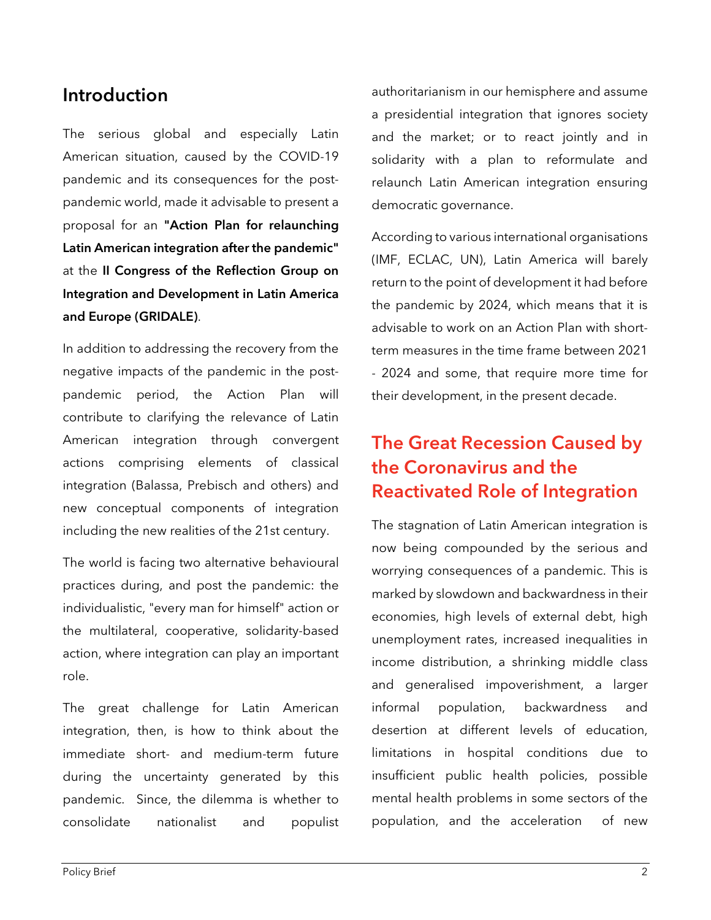## Introduction

The serious global and especially Latin American situation, caused by the COVID-19 pandemic and its consequences for the post-pandemic world, made it advisable to present a proposal for an **"Action Plan for relaunching Latin American integration after the pandemic"** at the **II Congress of the Reflection Group on Integration and Development in Latin America and Europe (GRIDALE)**.

In addition to addressing the recovery from the negative impacts of the pandemic in the post-pandemic period, the Action Plan will contribute to clarifying the relevance of Latin American integration through convergent actions comprising elements of classical integration (Balassa, Prebisch and others) and new conceptual components of integration including the new realities of the 21st century.

The world is facing two alternative behavioural practices during, and post the pandemic: the individualistic, "every man for himself" action or the multilateral, cooperative, solidarity-based action, where integration can play an important role.

The great challenge for Latin American integration, then, is how to think about the immediate short- and medium-term future during the uncertainty generated by this pandemic. Since, the dilemma is whether to consolidate nationalist and populist authoritarianism in our hemisphere and assume a presidential integration that ignores society and the market; or to react jointly and in solidarity with a plan to reformulate and relaunch Latin American integration ensuring democratic governance.

According to various international organisations (IMF, ECLAC, UN), Latin America will barely return to the point of development it had before the pandemic by 2024, which means that it is advisable to work on an Action Plan with short-term measures in the time frame between 2021 - 2024 and some, that require more time for their development, in the present decade.

## The Great Recession Caused by the Coronavirus and the Reactivated Role of Integration

The stagnation of Latin American integration is now being compounded by the serious and worrying consequences of a pandemic. This is marked by slowdown and backwardness in their economies, high levels of external debt, high unemployment rates, increased inequalities in income distribution, a shrinking middle class and generalised impoverishment, a larger informal population, backwardness and desertion at different levels of education, limitations in hospital conditions due to insufficient public health policies, possible mental health problems in some sectors of the population, and the acceleration of new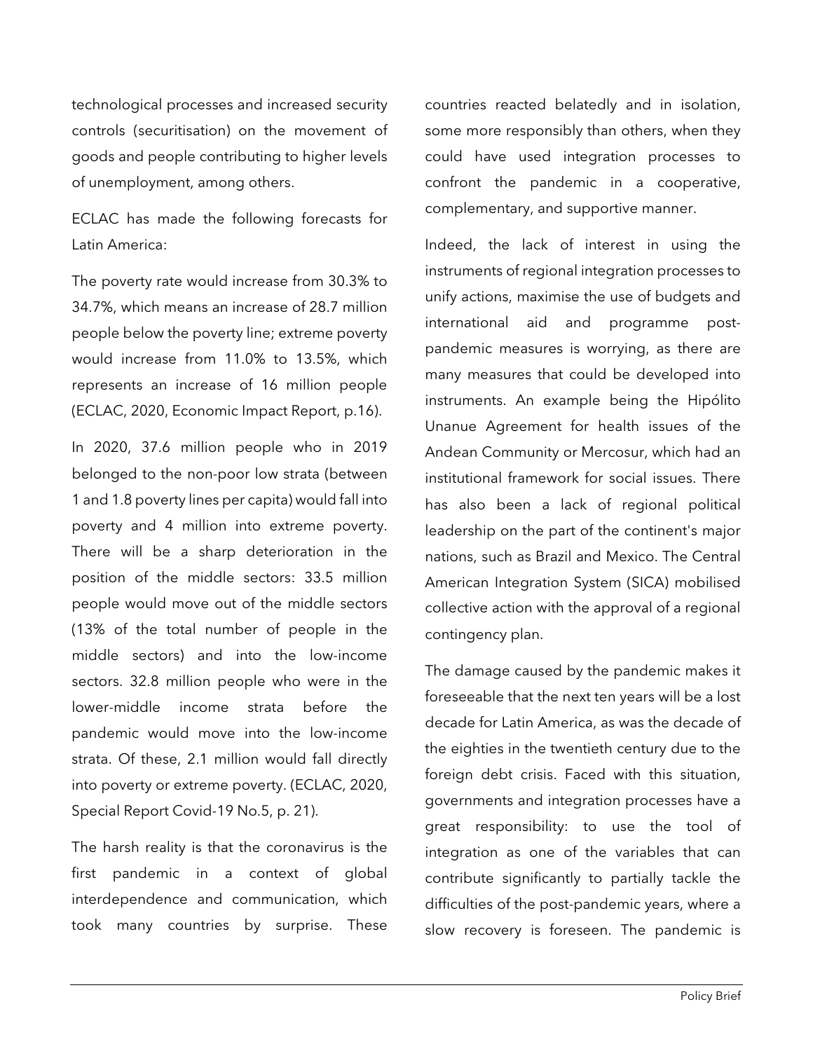technological processes and increased security controls (securitisation) on the movement of goods and people contributing to higher levels of unemployment, among others.

ECLAC has made the following forecasts for Latin America:

The poverty rate would increase from 30.3% to 34.7%, which means an increase of 28.7 million people below the poverty line; extreme poverty would increase from 11.0% to 13.5%, which represents an increase of 16 million people (ECLAC, 2020, Economic Impact Report, p.16).

In 2020, 37.6 million people who in 2019 belonged to the non-poor low strata (between 1 and 1.8 poverty lines per capita) would fall into poverty and 4 million into extreme poverty. There will be a sharp deterioration in the position of the middle sectors: 33.5 million people would move out of the middle sectors (13% of the total number of people in the middle sectors) and into the low-income sectors. 32.8 million people who were in the lower-middle income strata before the pandemic would move into the low-income strata. Of these, 2.1 million would fall directly into poverty or extreme poverty. (ECLAC, 2020, Special Report Covid-19 No.5, p. 21).

The harsh reality is that the coronavirus is the first pandemic in a context of global interdependence and communication, which took many countries by surprise. These countries reacted belatedly and in isolation, some more responsibly than others, when they could have used integration processes to confront the pandemic in a cooperative, complementary, and supportive manner.

Indeed, the lack of interest in using the instruments of regional integration processes to unify actions, maximise the use of budgets and international aid and programme post-pandemic measures is worrying, as there are many measures that could be developed into instruments. An example being the Hipólito Unanue Agreement for health issues of the Andean Community or Mercosur, which had an institutional framework for social issues. There has also been a lack of regional political leadership on the part of the continent's major nations, such as Brazil and Mexico. The Central American Integration System (SICA) mobilised collective action with the approval of a regional contingency plan.

The damage caused by the pandemic makes it foreseeable that the next ten years will be a lost decade for Latin America, as was the decade of the eighties in the twentieth century due to the foreign debt crisis. Faced with this situation, governments and integration processes have a great responsibility: to use the tool of integration as one of the variables that can contribute significantly to partially tackle the difficulties of the post-pandemic years, where a slow recovery is foreseen. The pandemic is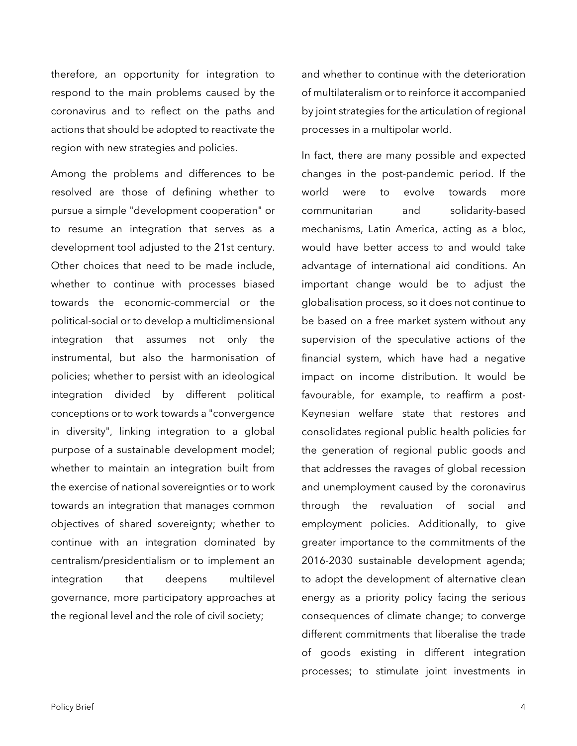therefore, an opportunity for integration to respond to the main problems caused by the coronavirus and to reflect on the paths and actions that should be adopted to reactivate the region with new strategies and policies.

Among the problems and differences to be resolved are those of defining whether to pursue a simple "development cooperation" or to resume an integration that serves as a development tool adjusted to the 21st century. Other choices that need to be made include, whether to continue with processes biased towards the economic-commercial or the political-social or to develop a multidimensional integration that assumes not only the instrumental, but also the harmonisation of policies; whether to persist with an ideological integration divided by different political conceptions or to work towards a "convergence in diversity", linking integration to a global purpose of a sustainable development model; whether to maintain an integration built from the exercise of national sovereignties or to work towards an integration that manages common objectives of shared sovereignty; whether to continue with an integration dominated by centralism/presidentialism or to implement an integration that deepens multilevel governance, more participatory approaches at the regional level and the role of civil society; and whether to continue with the deterioration of multilateralism or to reinforce it accompanied by joint strategies for the articulation of regional processes in a multipolar world.

In fact, there are many possible and expected changes in the post-pandemic period. If the world were to evolve towards more communitarian and solidarity-based mechanisms, Latin America, acting as a bloc, would have better access to and would take advantage of international aid conditions. An important change would be to adjust the globalisation process, so it does not continue to be based on a free market system without any supervision of the speculative actions of the financial system, which have had a negative impact on income distribution. It would be favourable, for example, to reaffirm a post-Keynesian welfare state that restores and consolidates regional public health policies for the generation of regional public goods and that addresses the ravages of global recession and unemployment caused by the coronavirus through the revaluation of social and employment policies. Additionally, to give greater importance to the commitments of the 2016-2030 sustainable development agenda; to adopt the development of alternative clean energy as a priority policy facing the serious consequences of climate change; to converge different commitments that liberalise the trade of goods existing in different integration processes; to stimulate joint investments in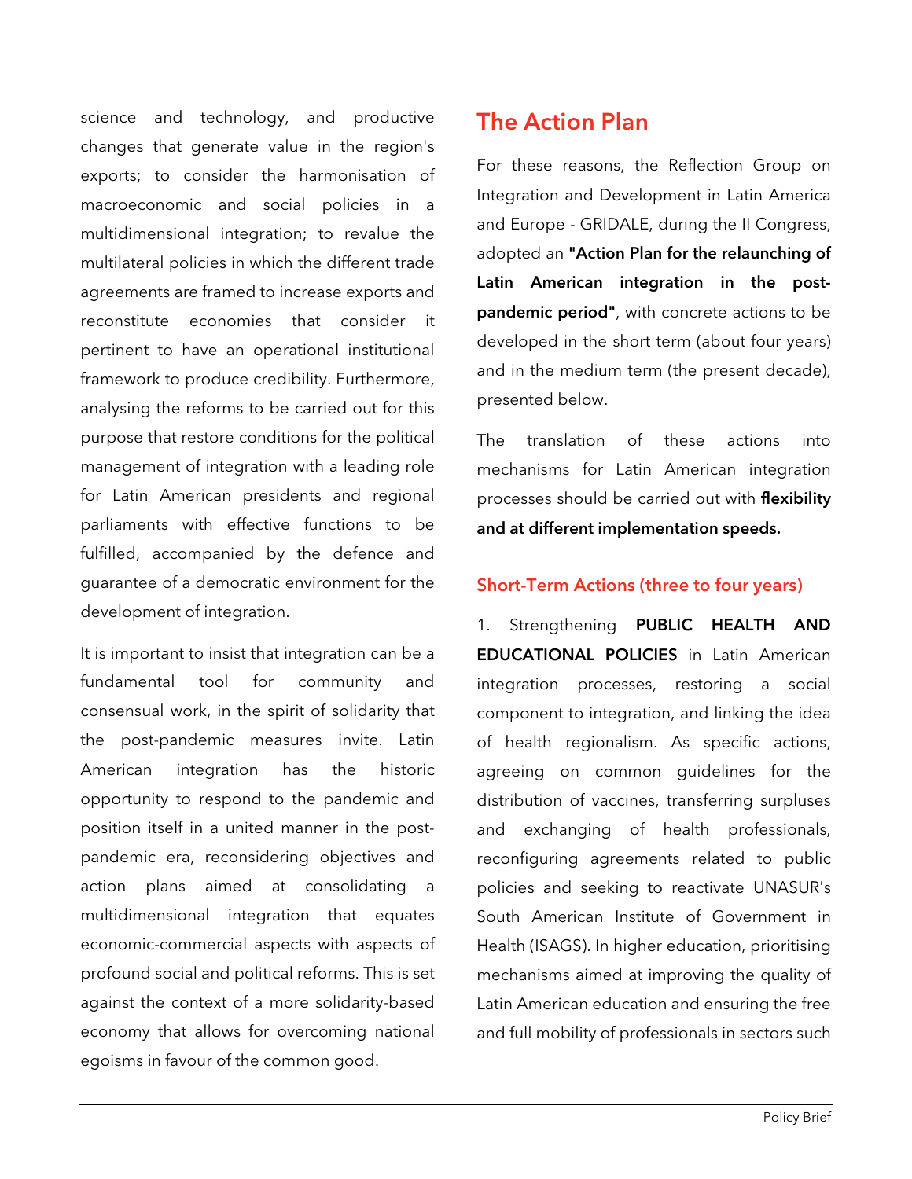science and technology, and productive changes that generate value in the region's exports; to consider the harmonisation of macroeconomic and social policies in a multidimensional integration; to revalue the multilateral policies in which the different trade agreements are framed to increase exports and reconstitute economies that consider it pertinent to have an operational institutional framework to produce credibility. Furthermore, analysing the reforms to be carried out for this purpose that restore conditions for the political management of integration with a leading role for Latin American presidents and regional parliaments with effective functions to be fulfilled, accompanied by the defence and guarantee of a democratic environment for the development of integration.

It is important to insist that integration can be a fundamental tool for community and consensual work, in the spirit of solidarity that the post-pandemic measures invite. Latin American integration has the historic opportunity to respond to the pandemic and position itself in a united manner in the post-pandemic era, reconsidering objectives and action plans aimed at consolidating a multidimensional integration that equates economic-commercial aspects with aspects of profound social and political reforms. This is set against the context of a more solidarity-based economy that allows for overcoming national egoisms in favour of the common good.

## The Action Plan

For these reasons, the Reflection Group on Integration and Development in Latin America and Europe - GRIDALE, during the II Congress, adopted an **"Action Plan for the relaunching of Latin American integration in the post-pandemic period"**, with concrete actions to be developed in the short term (about four years) and in the medium term (the present decade), presented below.

The translation of these actions into mechanisms for Latin American integration processes should be carried out with **flexibility and at different implementation speeds.**

### Short-Term Actions (three to four years)

1. Strengthening **PUBLIC HEALTH AND EDUCATIONAL POLICIES** in Latin American integration processes, restoring a social component to integration, and linking the idea of health regionalism. As specific actions, agreeing on common guidelines for the distribution of vaccines, transferring surpluses and exchanging of health professionals, reconfiguring agreements related to public policies and seeking to reactivate UNASUR's South American Institute of Government in Health (ISAGS). In higher education, prioritising mechanisms aimed at improving the quality of Latin American education and ensuring the free and full mobility of professionals in sectors such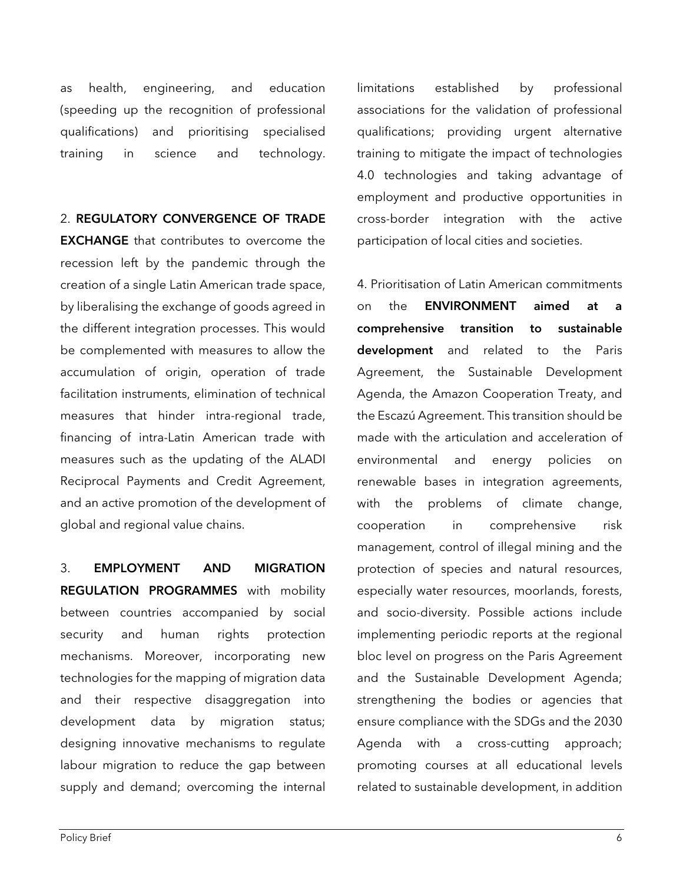as health, engineering, and education (speeding up the recognition of professional qualifications) and prioritising specialised training in science and technology.

2. **REGULATORY CONVERGENCE OF TRADE EXCHANGE** that contributes to overcome the recession left by the pandemic through the creation of a single Latin American trade space, by liberalising the exchange of goods agreed in the different integration processes. This would be complemented with measures to allow the accumulation of origin, operation of trade facilitation instruments, elimination of technical measures that hinder intra-regional trade, financing of intra-Latin American trade with measures such as the updating of the ALADI Reciprocal Payments and Credit Agreement, and an active promotion of the development of global and regional value chains.

3. **EMPLOYMENT AND MIGRATION REGULATION PROGRAMMES** with mobility between countries accompanied by social security and human rights protection mechanisms. Moreover, incorporating new technologies for the mapping of migration data and their respective disaggregation into development data by migration status; designing innovative mechanisms to regulate labour migration to reduce the gap between supply and demand; overcoming the internal limitations established by professional associations for the validation of professional qualifications; providing urgent alternative training to mitigate the impact of technologies 4.0 technologies and taking advantage of employment and productive opportunities in cross-border integration with the active participation of local cities and societies.

4. Prioritisation of Latin American commitments on the **ENVIRONMENT aimed at a comprehensive transition to sustainable development** and related to the Paris Agreement, the Sustainable Development Agenda, the Amazon Cooperation Treaty, and the Escazú Agreement. This transition should be made with the articulation and acceleration of environmental and energy policies on renewable bases in integration agreements, with the problems of climate change, cooperation in comprehensive risk management, control of illegal mining and the protection of species and natural resources, especially water resources, moorlands, forests, and socio-diversity. Possible actions include implementing periodic reports at the regional bloc level on progress on the Paris Agreement and the Sustainable Development Agenda; strengthening the bodies or agencies that ensure compliance with the SDGs and the 2030 Agenda with a cross-cutting approach; promoting courses at all educational levels related to sustainable development, in addition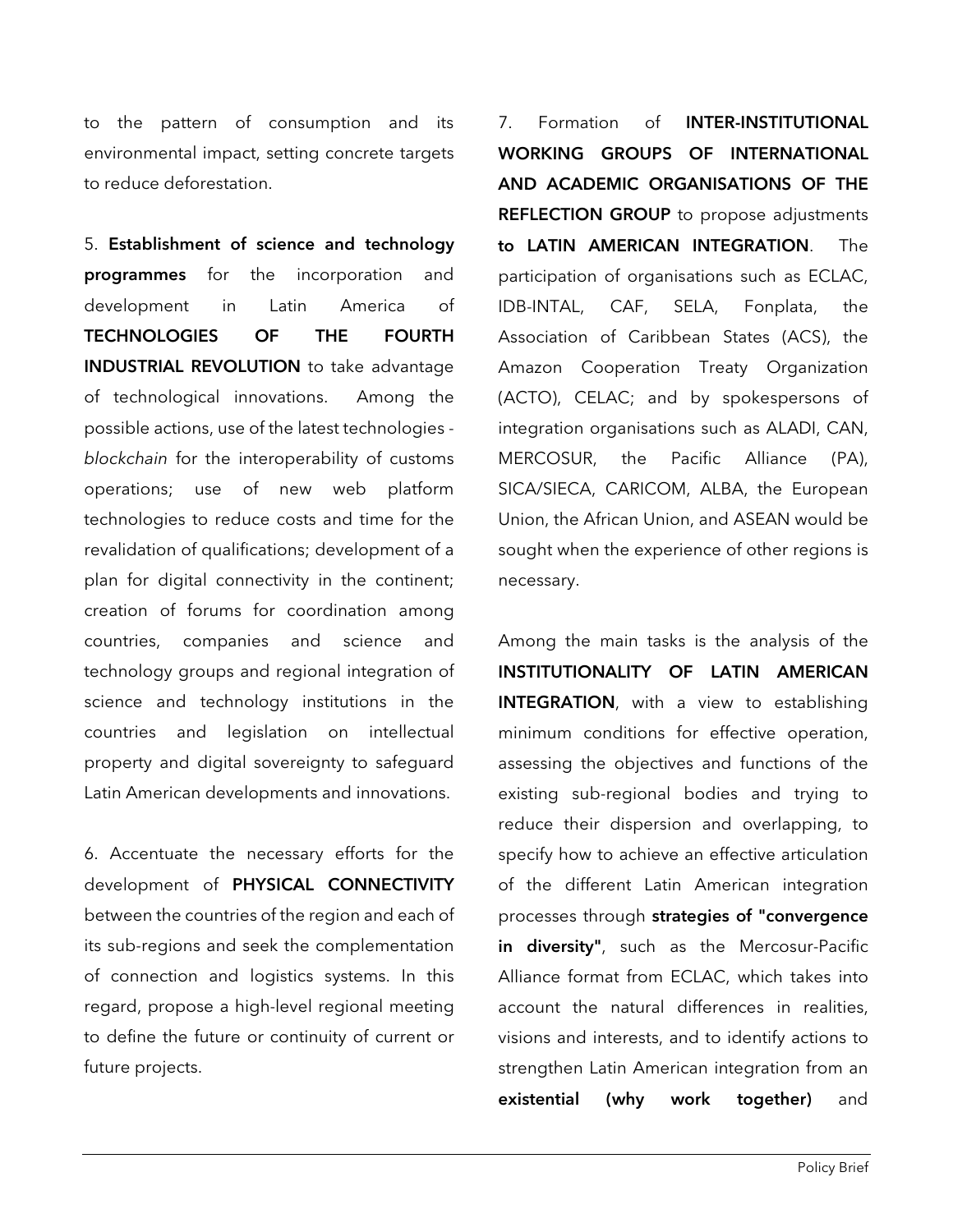to the pattern of consumption and its environmental impact, setting concrete targets to reduce deforestation.

5. **Establishment of science and technology programmes** for the incorporation and development in Latin America of **TECHNOLOGIES OF THE FOURTH INDUSTRIAL REVOLUTION** to take advantage of technological innovations. Among the possible actions, use of the latest technologies - *blockchain* for the interoperability of customs operations; use of new web platform technologies to reduce costs and time for the revalidation of qualifications; development of a plan for digital connectivity in the continent; creation of forums for coordination among countries, companies and science and technology groups and regional integration of science and technology institutions in the countries and legislation on intellectual property and digital sovereignty to safeguard Latin American developments and innovations.

6. Accentuate the necessary efforts for the development of **PHYSICAL CONNECTIVITY** between the countries of the region and each of its sub-regions and seek the complementation of connection and logistics systems. In this regard, propose a high-level regional meeting to define the future or continuity of current or future projects.

7. Formation of **INTER-INSTITUTIONAL WORKING GROUPS OF INTERNATIONAL AND ACADEMIC ORGANISATIONS OF THE REFLECTION GROUP** to propose adjustments **to LATIN AMERICAN INTEGRATION**. The participation of organisations such as ECLAC, IDB-INTAL, CAF, SELA, Fonplata, the Association of Caribbean States (ACS), the Amazon Cooperation Treaty Organization (ACTO), CELAC; and by spokespersons of integration organisations such as ALADI, CAN, MERCOSUR, the Pacific Alliance (PA), SICA/SIECA, CARICOM, ALBA, the European Union, the African Union, and ASEAN would be sought when the experience of other regions is necessary.

Among the main tasks is the analysis of the **INSTITUTIONALITY OF LATIN AMERICAN INTEGRATION**, with a view to establishing minimum conditions for effective operation, assessing the objectives and functions of the existing sub-regional bodies and trying to reduce their dispersion and overlapping, to specify how to achieve an effective articulation of the different Latin American integration processes through **strategies of "convergence in diversity"**, such as the Mercosur-Pacific Alliance format from ECLAC, which takes into account the natural differences in realities, visions and interests, and to identify actions to strengthen Latin American integration from an **existential (why work together)** and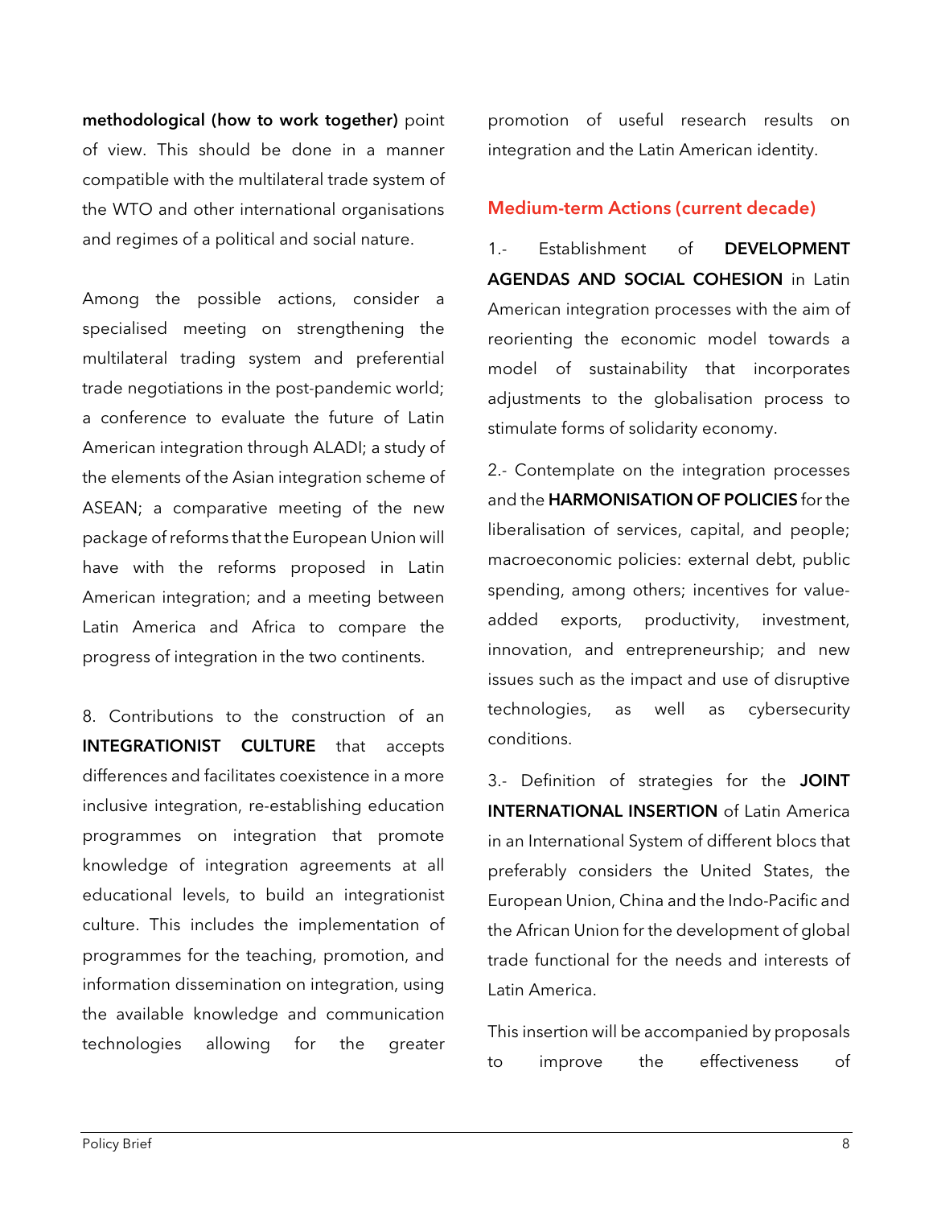**methodological (how to work together)** point of view. This should be done in a manner compatible with the multilateral trade system of the WTO and other international organisations and regimes of a political and social nature.

Among the possible actions, consider a specialised meeting on strengthening the multilateral trading system and preferential trade negotiations in the post-pandemic world; a conference to evaluate the future of Latin American integration through ALADI; a study of the elements of the Asian integration scheme of ASEAN; a comparative meeting of the new package of reforms that the European Union will have with the reforms proposed in Latin American integration; and a meeting between Latin America and Africa to compare the progress of integration in the two continents.

8. Contributions to the construction of an **INTEGRATIONIST CULTURE** that accepts differences and facilitates coexistence in a more inclusive integration, re-establishing education programmes on integration that promote knowledge of integration agreements at all educational levels, to build an integrationist culture. This includes the implementation of programmes for the teaching, promotion, and information dissemination on integration, using the available knowledge and communication technologies allowing for the greater promotion of useful research results on integration and the Latin American identity.

## Medium-term Actions (current decade)

1.- Establishment of **DEVELOPMENT AGENDAS AND SOCIAL COHESION** in Latin American integration processes with the aim of reorienting the economic model towards a model of sustainability that incorporates adjustments to the globalisation process to stimulate forms of solidarity economy.

2.- Contemplate on the integration processes and the **HARMONISATION OF POLICIES** for the liberalisation of services, capital, and people; macroeconomic policies: external debt, public spending, among others; incentives for value-added exports, productivity, investment, innovation, and entrepreneurship; and new issues such as the impact and use of disruptive technologies, as well as cybersecurity conditions.

3.- Definition of strategies for the **JOINT INTERNATIONAL INSERTION** of Latin America in an International System of different blocs that preferably considers the United States, the European Union, China and the Indo-Pacific and the African Union for the development of global trade functional for the needs and interests of Latin America.

This insertion will be accompanied by proposals to improve the effectiveness of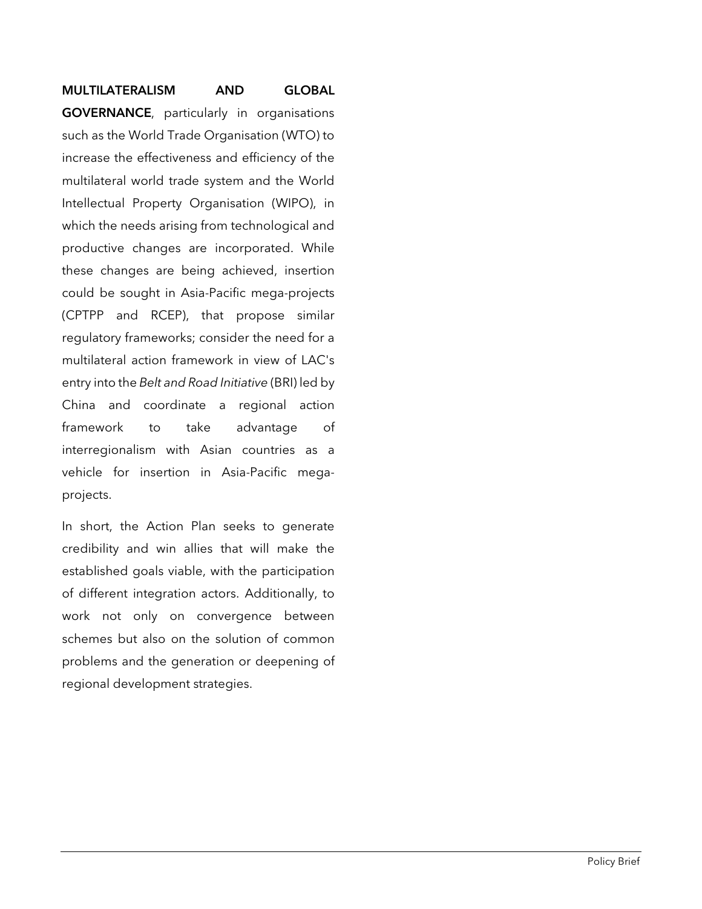**MULTILATERALISM AND GLOBAL GOVERNANCE**, particularly in organisations such as the World Trade Organisation (WTO) to increase the effectiveness and efficiency of the multilateral world trade system and the World Intellectual Property Organisation (WIPO), in which the needs arising from technological and productive changes are incorporated. While these changes are being achieved, insertion could be sought in Asia-Pacific mega-projects (CPTPP and RCEP), that propose similar regulatory frameworks; consider the need for a multilateral action framework in view of LAC's entry into the *Belt and Road Initiative* (BRI) led by China and coordinate a regional action framework to take advantage of interregionalism with Asian countries as a vehicle for insertion in Asia-Pacific mega-projects.

In short, the Action Plan seeks to generate credibility and win allies that will make the established goals viable, with the participation of different integration actors. Additionally, to work not only on convergence between schemes but also on the solution of common problems and the generation or deepening of regional development strategies.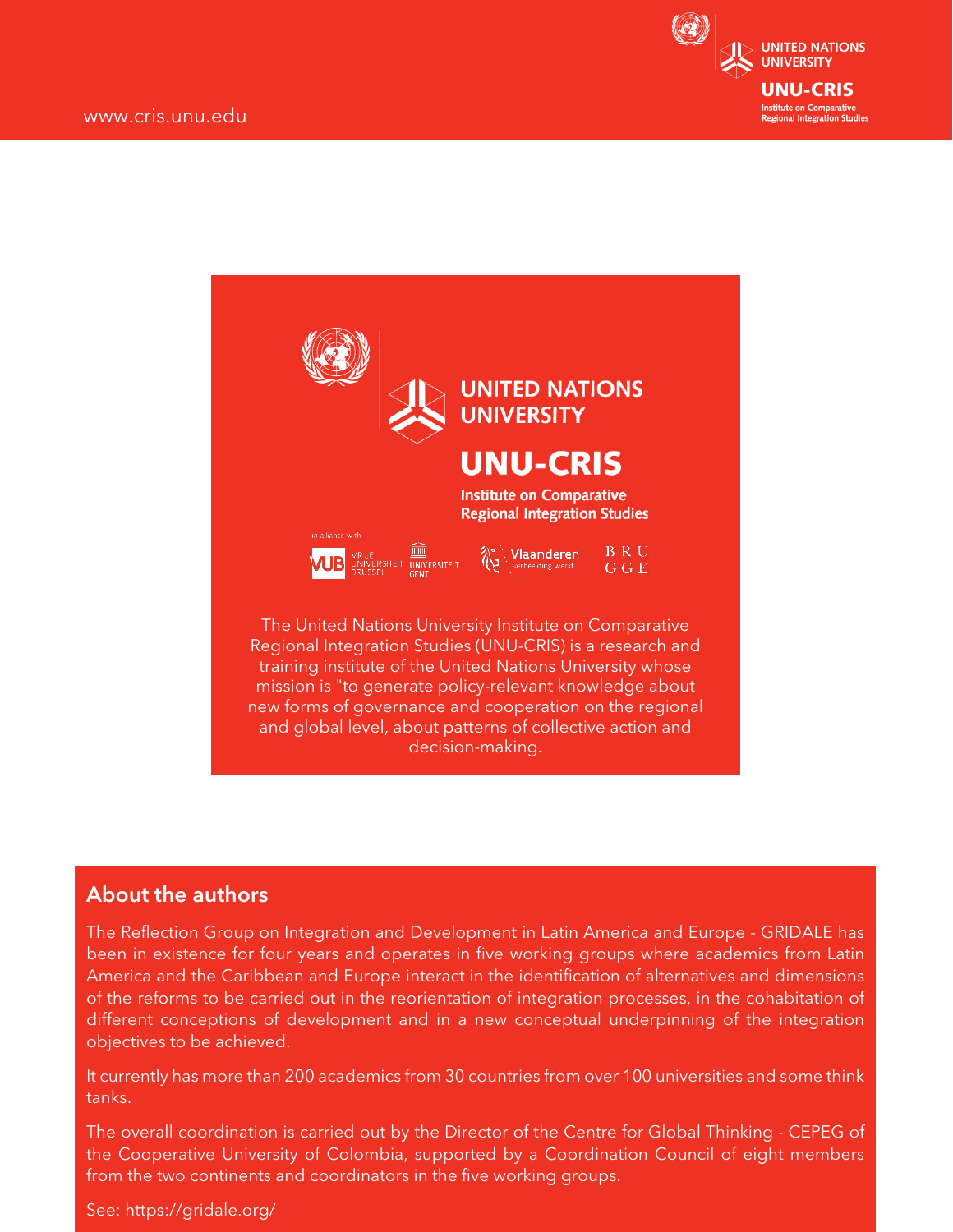www.cris.unu.edu

UNITED NATIONS UNIVERSITY

UNU-CRIS

Institute on Comparative Regional Integration Studies

UNITED NATIONS UNIVERSITY

UNU-CRIS

Institute on Comparative Regional Integration Studies

in alliance with

VUB VRIJE UNIVERSITEIT BRUSSEL UNIVERSITEIT GENT Vlaanderen verbeelding werkt BRUGGE

The United Nations University Institute on Comparative Regional Integration Studies (UNU-CRIS) is a research and training institute of the United Nations University whose mission is "to generate policy-relevant knowledge about new forms of governance and cooperation on the regional and global level, about patterns of collective action and decision-making.

## About the authors

The Reflection Group on Integration and Development in Latin America and Europe - GRIDALE has been in existence for four years and operates in five working groups where academics from Latin America and the Caribbean and Europe interact in the identification of alternatives and dimensions of the reforms to be carried out in the reorientation of integration processes, in the cohabitation of different conceptions of development and in a new conceptual underpinning of the integration objectives to be achieved.

It currently has more than 200 academics from 30 countries from over 100 universities and some think tanks.

The overall coordination is carried out by the Director of the Centre for Global Thinking - CEPEG of the Cooperative University of Colombia, supported by a Coordination Council of eight members from the two continents and coordinators in the five working groups.

See: https://gridale.org/